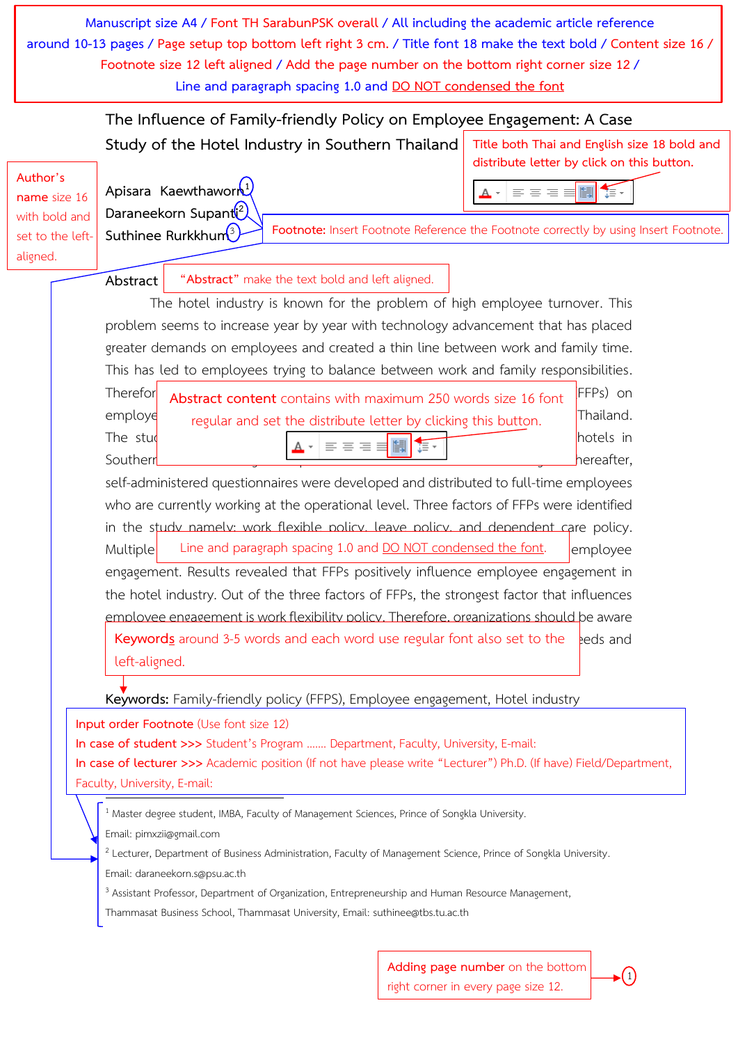Manuscript size A4 / Font TH SarabunPSK overall / All including the academic article reference around 10-13 pages / Page setup top bottom left right 3 cm. / Title font 18 make the text bold / Content size 16 / Footnote size 12 left aligned / Add the page number on the bottom right corner size 12 / Line and paragraph spacing 1.0 and DO NOT condensed the font

# The Influence of Family-friendly Policy on Employee Engagement: A Case Study of the Hotel Industry in Southern Thailand

Title both Thai and English size 18 bold and distribute letter by click on this button.

Author's name size 16 with bold and set to the left-aligned.

Apisara Kaewthaworn[1]
Daraneekorn Supanti[2]
Suthinee Rurkkhum[3]

Footnote: Insert Footnote Reference the Footnote correctly by using Insert Footnote.

**Abstract**

"Abstract" make the text bold and left aligned.

The hotel industry is known for the problem of high employee turnover. This problem seems to increase year by year with technology advancement that has placed greater demands on employees and created a thin line between work and family time. This has led to employees trying to balance between work and family responsibilities. Therefor ... FFPs) on employe ... Thailand. The stu ... hotels in Southern ... hereafter, self-administered questionnaires were developed and distributed to full-time employees who are currently working at the operational level. Three factors of FFPs were identified in the study namely: work flexible policy, leave policy, and dependent care policy. Multiple ... employee engagement. Results revealed that FFPs positively influence employee engagement in the hotel industry. Out of the three factors of FFPs, the strongest factor that influences employee engagement is work flexibility policy. Therefore, organizations should be aware ... eeds and

Abstract content contains with maximum 250 words size 16 font regular and set the distribute letter by clicking this button.

Line and paragraph spacing 1.0 and DO NOT condensed the font.

Keywords around 3-5 words and each word use regular font also set to the left-aligned.

**Keywords:** Family-friendly policy (FFPS), Employee engagement, Hotel industry

Input order Footnote (Use font size 12)
In case of student >>> Student's Program ....... Department, Faculty, University, E-mail:
In case of lecturer >>> Academic position (If not have please write "Lecturer") Ph.D. (If have) Field/Department, Faculty, University, E-mail:

[1] Master degree student, IMBA, Faculty of Management Sciences, Prince of Songkla University. Email: pimxzii@gmail.com

[2] Lecturer, Department of Business Administration, Faculty of Management Science, Prince of Songkla University. Email: daraneekorn.s@psu.ac.th

[3] Assistant Professor, Department of Organization, Entrepreneurship and Human Resource Management, Thammasat Business School, Thammasat University, Email: suthinee@tbs.tu.ac.th

Adding page number on the bottom right corner in every page size 12.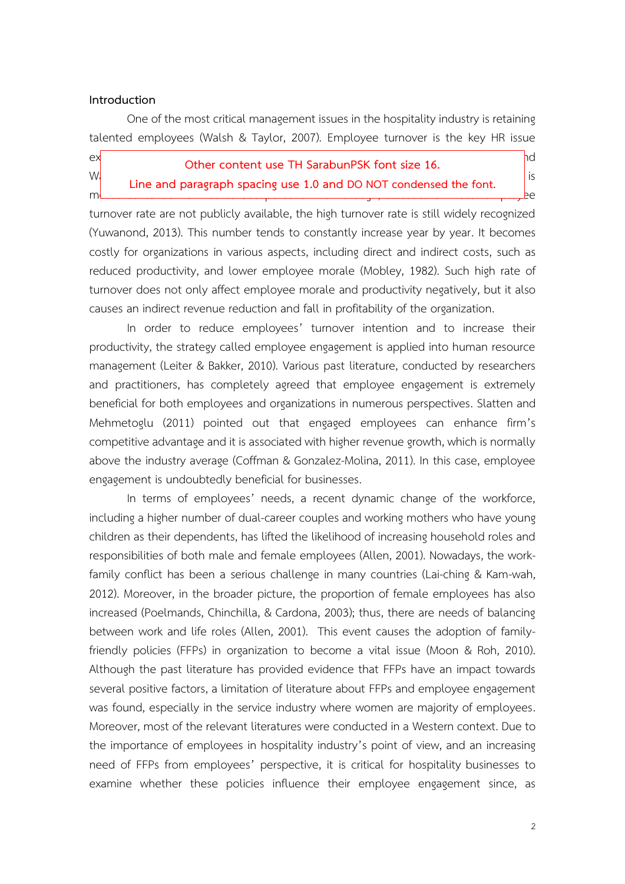**Introduction**

One of the most critical management issues in the hospitality industry is retaining talented employees (Walsh & Taylor, 2007). Employee turnover is the key HR issue ex nd W is m ee

**Other content use TH SarabunPSK font size 16.**

**Line and paragraph spacing use 1.0 and DO NOT condensed the font.**

turnover rate are not publicly available, the high turnover rate is still widely recognized (Yuwanond, 2013). This number tends to constantly increase year by year. It becomes costly for organizations in various aspects, including direct and indirect costs, such as reduced productivity, and lower employee morale (Mobley, 1982). Such high rate of turnover does not only affect employee morale and productivity negatively, but it also causes an indirect revenue reduction and fall in profitability of the organization.

In order to reduce employees' turnover intention and to increase their productivity, the strategy called employee engagement is applied into human resource management (Leiter & Bakker, 2010). Various past literature, conducted by researchers and practitioners, has completely agreed that employee engagement is extremely beneficial for both employees and organizations in numerous perspectives. Slatten and Mehmetoglu (2011) pointed out that engaged employees can enhance firm's competitive advantage and it is associated with higher revenue growth, which is normally above the industry average (Coffman & Gonzalez-Molina, 2011). In this case, employee engagement is undoubtedly beneficial for businesses.

In terms of employees' needs, a recent dynamic change of the workforce, including a higher number of dual-career couples and working mothers who have young children as their dependents, has lifted the likelihood of increasing household roles and responsibilities of both male and female employees (Allen, 2001). Nowadays, the work-family conflict has been a serious challenge in many countries (Lai-ching & Kam-wah, 2012). Moreover, in the broader picture, the proportion of female employees has also increased (Poelmands, Chinchilla, & Cardona, 2003); thus, there are needs of balancing between work and life roles (Allen, 2001). This event causes the adoption of family-friendly policies (FFPs) in organization to become a vital issue (Moon & Roh, 2010). Although the past literature has provided evidence that FFPs have an impact towards several positive factors, a limitation of literature about FFPs and employee engagement was found, especially in the service industry where women are majority of employees. Moreover, most of the relevant literatures were conducted in a Western context. Due to the importance of employees in hospitality industry's point of view, and an increasing need of FFPs from employees' perspective, it is critical for hospitality businesses to examine whether these policies influence their employee engagement since, as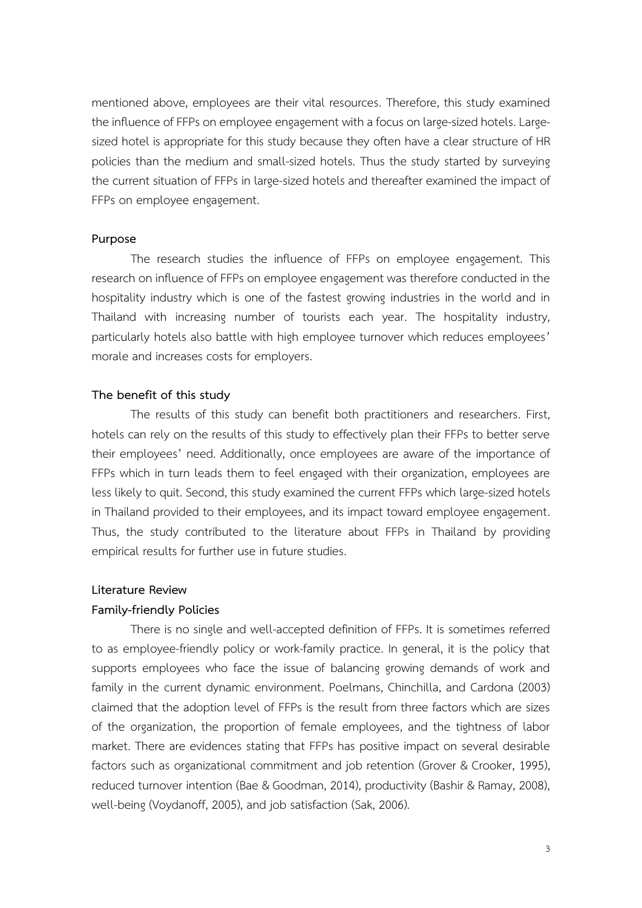mentioned above, employees are their vital resources. Therefore, this study examined the influence of FFPs on employee engagement with a focus on large-sized hotels. Large-sized hotel is appropriate for this study because they often have a clear structure of HR policies than the medium and small-sized hotels. Thus the study started by surveying the current situation of FFPs in large-sized hotels and thereafter examined the impact of FFPs on employee engagement.

## Purpose

The research studies the influence of FFPs on employee engagement. This research on influence of FFPs on employee engagement was therefore conducted in the hospitality industry which is one of the fastest growing industries in the world and in Thailand with increasing number of tourists each year. The hospitality industry, particularly hotels also battle with high employee turnover which reduces employees' morale and increases costs for employers.

## The benefit of this study

The results of this study can benefit both practitioners and researchers. First, hotels can rely on the results of this study to effectively plan their FFPs to better serve their employees' need. Additionally, once employees are aware of the importance of FFPs which in turn leads them to feel engaged with their organization, employees are less likely to quit. Second, this study examined the current FFPs which large-sized hotels in Thailand provided to their employees, and its impact toward employee engagement. Thus, the study contributed to the literature about FFPs in Thailand by providing empirical results for further use in future studies.

## Literature Review

### Family-friendly Policies

There is no single and well-accepted definition of FFPs. It is sometimes referred to as employee-friendly policy or work-family practice. In general, it is the policy that supports employees who face the issue of balancing growing demands of work and family in the current dynamic environment. Poelmans, Chinchilla, and Cardona (2003) claimed that the adoption level of FFPs is the result from three factors which are sizes of the organization, the proportion of female employees, and the tightness of labor market. There are evidences stating that FFPs has positive impact on several desirable factors such as organizational commitment and job retention (Grover & Crooker, 1995), reduced turnover intention (Bae & Goodman, 2014), productivity (Bashir & Ramay, 2008), well-being (Voydanoff, 2005), and job satisfaction (Sak, 2006).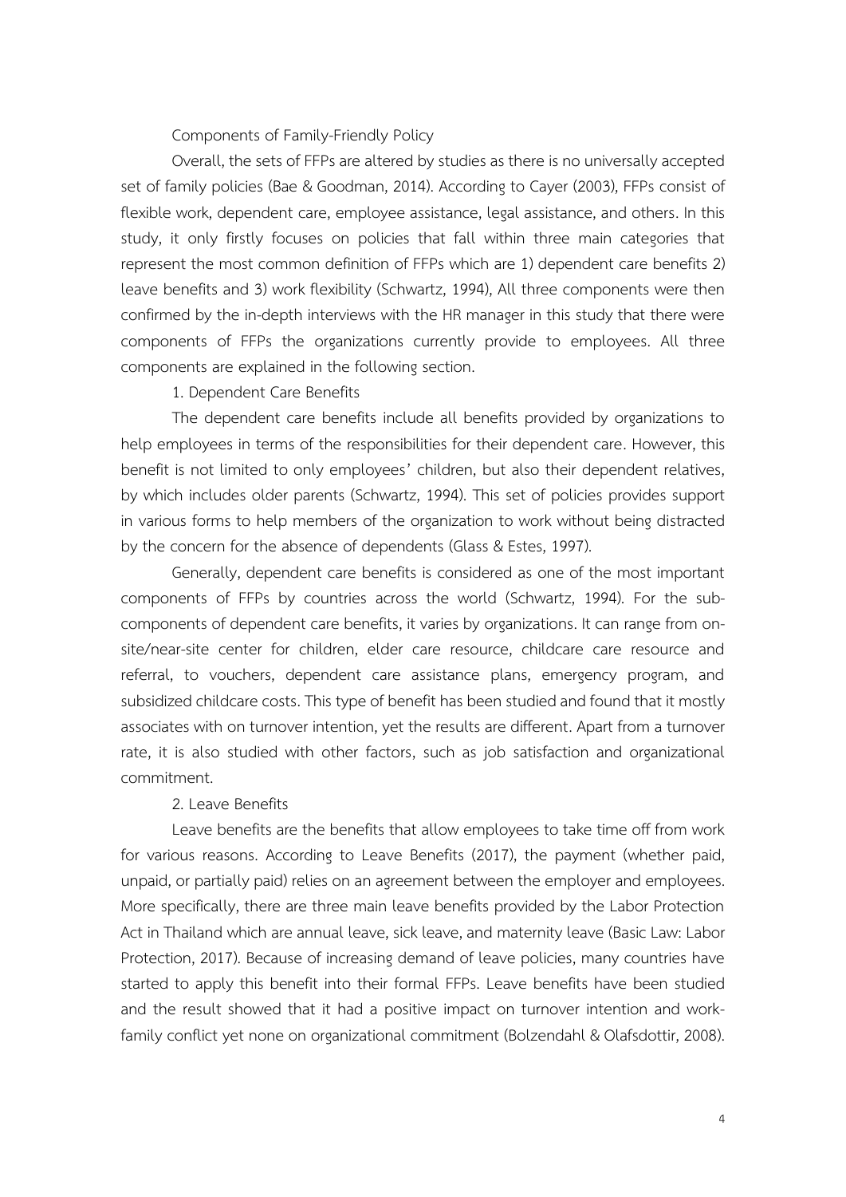## Components of Family-Friendly Policy

Overall, the sets of FFPs are altered by studies as there is no universally accepted set of family policies (Bae & Goodman, 2014). According to Cayer (2003), FFPs consist of flexible work, dependent care, employee assistance, legal assistance, and others. In this study, it only firstly focuses on policies that fall within three main categories that represent the most common definition of FFPs which are 1) dependent care benefits 2) leave benefits and 3) work flexibility (Schwartz, 1994), All three components were then confirmed by the in-depth interviews with the HR manager in this study that there were components of FFPs the organizations currently provide to employees. All three components are explained in the following section.

### 1. Dependent Care Benefits

The dependent care benefits include all benefits provided by organizations to help employees in terms of the responsibilities for their dependent care. However, this benefit is not limited to only employees' children, but also their dependent relatives, by which includes older parents (Schwartz, 1994). This set of policies provides support in various forms to help members of the organization to work without being distracted by the concern for the absence of dependents (Glass & Estes, 1997).

Generally, dependent care benefits is considered as one of the most important components of FFPs by countries across the world (Schwartz, 1994). For the sub-components of dependent care benefits, it varies by organizations. It can range from on-site/near-site center for children, elder care resource, childcare care resource and referral, to vouchers, dependent care assistance plans, emergency program, and subsidized childcare costs. This type of benefit has been studied and found that it mostly associates with on turnover intention, yet the results are different. Apart from a turnover rate, it is also studied with other factors, such as job satisfaction and organizational commitment.

### 2. Leave Benefits

Leave benefits are the benefits that allow employees to take time off from work for various reasons. According to Leave Benefits (2017), the payment (whether paid, unpaid, or partially paid) relies on an agreement between the employer and employees. More specifically, there are three main leave benefits provided by the Labor Protection Act in Thailand which are annual leave, sick leave, and maternity leave (Basic Law: Labor Protection, 2017). Because of increasing demand of leave policies, many countries have started to apply this benefit into their formal FFPs. Leave benefits have been studied and the result showed that it had a positive impact on turnover intention and work-family conflict yet none on organizational commitment (Bolzendahl & Olafsdottir, 2008).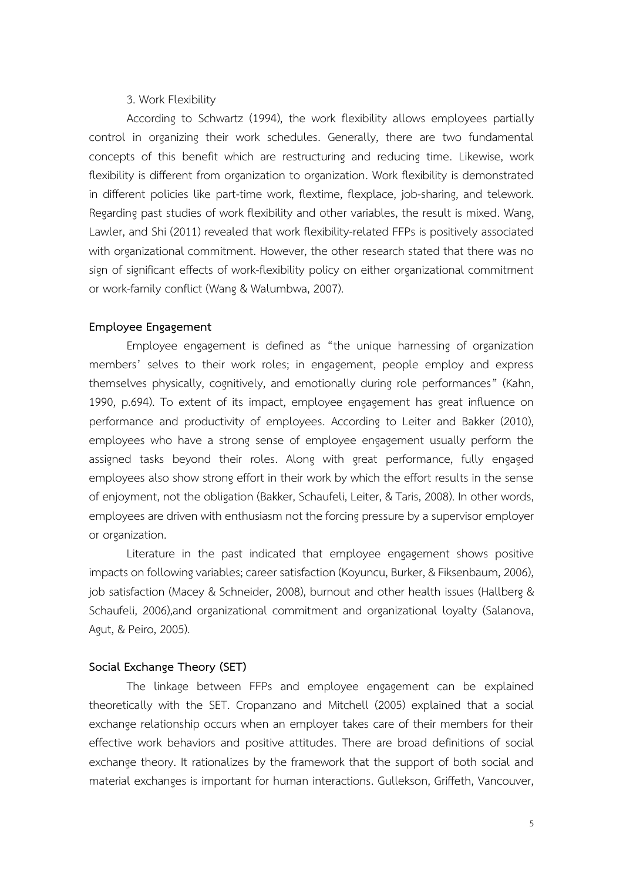3. Work Flexibility

According to Schwartz (1994), the work flexibility allows employees partially control in organizing their work schedules. Generally, there are two fundamental concepts of this benefit which are restructuring and reducing time. Likewise, work flexibility is different from organization to organization. Work flexibility is demonstrated in different policies like part-time work, flextime, flexplace, job-sharing, and telework. Regarding past studies of work flexibility and other variables, the result is mixed. Wang, Lawler, and Shi (2011) revealed that work flexibility-related FFPs is positively associated with organizational commitment. However, the other research stated that there was no sign of significant effects of work-flexibility policy on either organizational commitment or work-family conflict (Wang & Walumbwa, 2007).

**Employee Engagement**

Employee engagement is defined as "the unique harnessing of organization members' selves to their work roles; in engagement, people employ and express themselves physically, cognitively, and emotionally during role performances" (Kahn, 1990, p.694). To extent of its impact, employee engagement has great influence on performance and productivity of employees. According to Leiter and Bakker (2010), employees who have a strong sense of employee engagement usually perform the assigned tasks beyond their roles. Along with great performance, fully engaged employees also show strong effort in their work by which the effort results in the sense of enjoyment, not the obligation (Bakker, Schaufeli, Leiter, & Taris, 2008). In other words, employees are driven with enthusiasm not the forcing pressure by a supervisor employer or organization.

Literature in the past indicated that employee engagement shows positive impacts on following variables; career satisfaction (Koyuncu, Burker, & Fiksenbaum, 2006), job satisfaction (Macey & Schneider, 2008), burnout and other health issues (Hallberg & Schaufeli, 2006),and organizational commitment and organizational loyalty (Salanova, Agut, & Peiro, 2005).

**Social Exchange Theory (SET)**

The linkage between FFPs and employee engagement can be explained theoretically with the SET. Cropanzano and Mitchell (2005) explained that a social exchange relationship occurs when an employer takes care of their members for their effective work behaviors and positive attitudes. There are broad definitions of social exchange theory. It rationalizes by the framework that the support of both social and material exchanges is important for human interactions. Gullekson, Griffeth, Vancouver,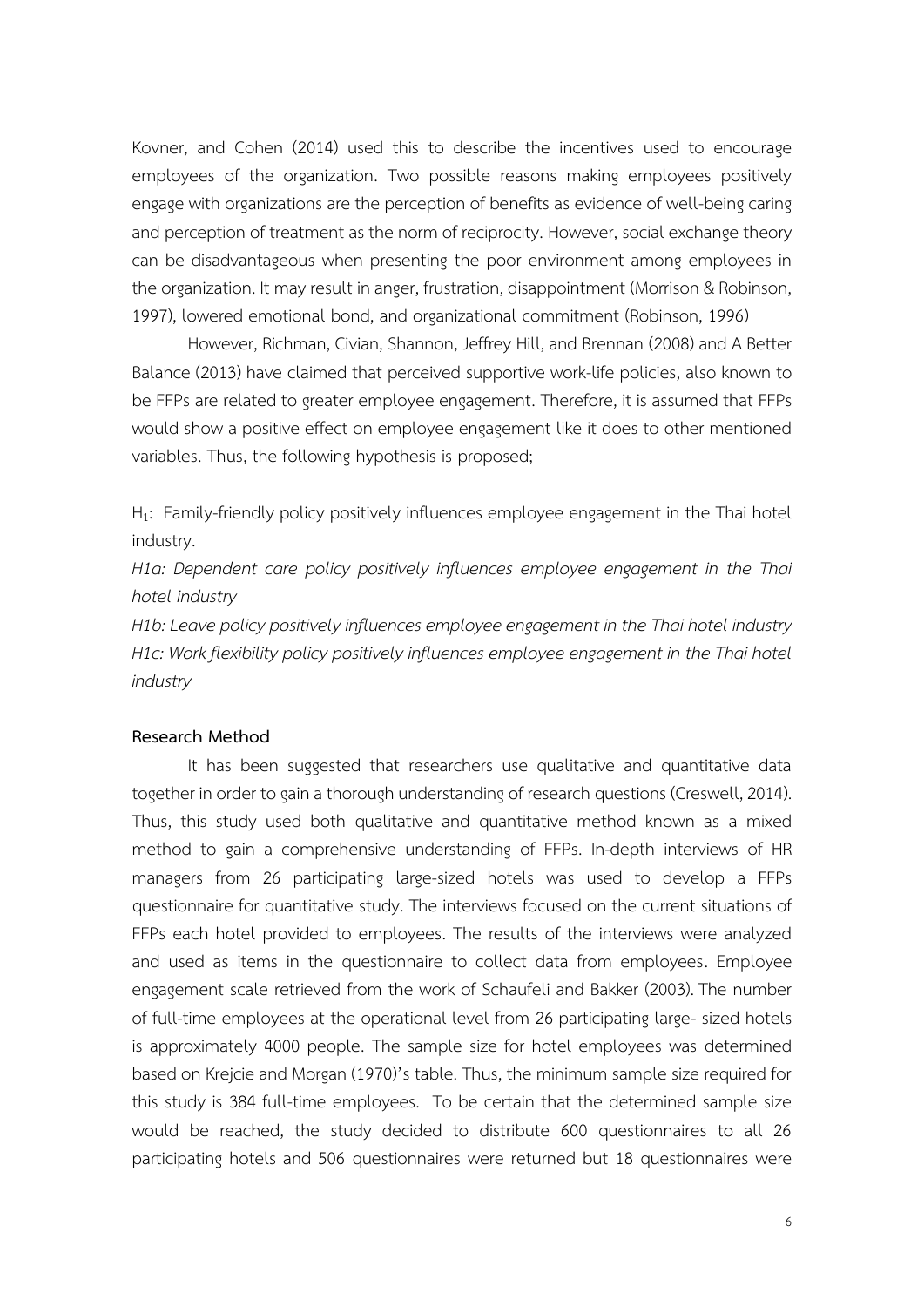Kovner, and Cohen (2014) used this to describe the incentives used to encourage employees of the organization. Two possible reasons making employees positively engage with organizations are the perception of benefits as evidence of well-being caring and perception of treatment as the norm of reciprocity. However, social exchange theory can be disadvantageous when presenting the poor environment among employees in the organization. It may result in anger, frustration, disappointment (Morrison & Robinson, 1997), lowered emotional bond, and organizational commitment (Robinson, 1996)

However, Richman, Civian, Shannon, Jeffrey Hill, and Brennan (2008) and A Better Balance (2013) have claimed that perceived supportive work-life policies, also known to be FFPs are related to greater employee engagement. Therefore, it is assumed that FFPs would show a positive effect on employee engagement like it does to other mentioned variables. Thus, the following hypothesis is proposed;

$H_1$: Family-friendly policy positively influences employee engagement in the Thai hotel industry.

*H1a: Dependent care policy positively influences employee engagement in the Thai hotel industry*

*H1b: Leave policy positively influences employee engagement in the Thai hotel industry*

*H1c: Work flexibility policy positively influences employee engagement in the Thai hotel industry*

**Research Method**

It has been suggested that researchers use qualitative and quantitative data together in order to gain a thorough understanding of research questions (Creswell, 2014). Thus, this study used both qualitative and quantitative method known as a mixed method to gain a comprehensive understanding of FFPs. In-depth interviews of HR managers from 26 participating large-sized hotels was used to develop a FFPs questionnaire for quantitative study. The interviews focused on the current situations of FFPs each hotel provided to employees. The results of the interviews were analyzed and used as items in the questionnaire to collect data from employees. Employee engagement scale retrieved from the work of Schaufeli and Bakker (2003). The number of full-time employees at the operational level from 26 participating large- sized hotels is approximately 4000 people. The sample size for hotel employees was determined based on Krejcie and Morgan (1970)'s table. Thus, the minimum sample size required for this study is 384 full-time employees. To be certain that the determined sample size would be reached, the study decided to distribute 600 questionnaires to all 26 participating hotels and 506 questionnaires were returned but 18 questionnaires were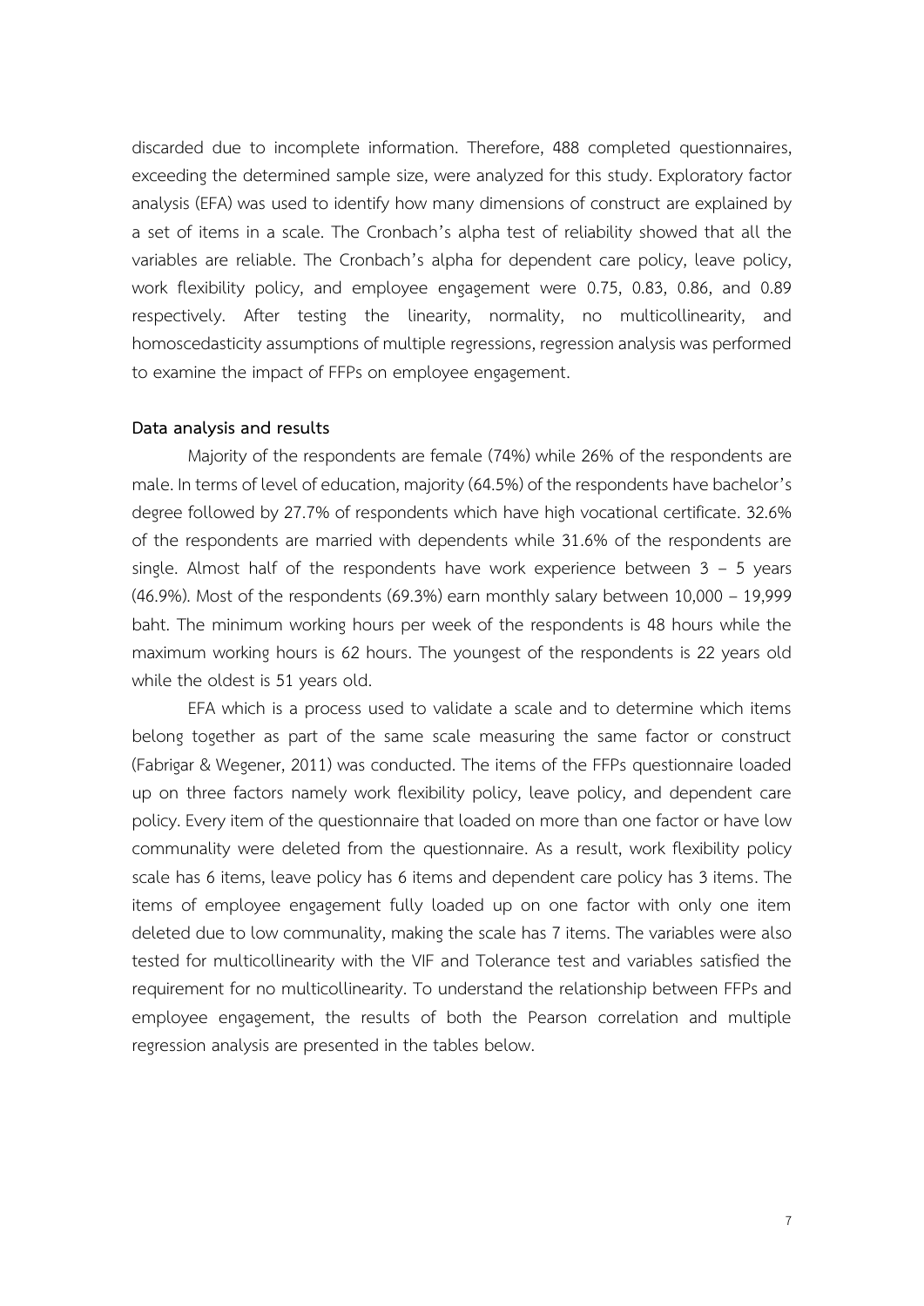discarded due to incomplete information. Therefore, 488 completed questionnaires, exceeding the determined sample size, were analyzed for this study. Exploratory factor analysis (EFA) was used to identify how many dimensions of construct are explained by a set of items in a scale. The Cronbach's alpha test of reliability showed that all the variables are reliable. The Cronbach's alpha for dependent care policy, leave policy, work flexibility policy, and employee engagement were 0.75, 0.83, 0.86, and 0.89 respectively. After testing the linearity, normality, no multicollinearity, and homoscedasticity assumptions of multiple regressions, regression analysis was performed to examine the impact of FFPs on employee engagement.

**Data analysis and results**

Majority of the respondents are female (74%) while 26% of the respondents are male. In terms of level of education, majority (64.5%) of the respondents have bachelor's degree followed by 27.7% of respondents which have high vocational certificate. 32.6% of the respondents are married with dependents while 31.6% of the respondents are single. Almost half of the respondents have work experience between 3 – 5 years (46.9%). Most of the respondents (69.3%) earn monthly salary between 10,000 – 19,999 baht. The minimum working hours per week of the respondents is 48 hours while the maximum working hours is 62 hours. The youngest of the respondents is 22 years old while the oldest is 51 years old.

EFA which is a process used to validate a scale and to determine which items belong together as part of the same scale measuring the same factor or construct (Fabrigar & Wegener, 2011) was conducted. The items of the FFPs questionnaire loaded up on three factors namely work flexibility policy, leave policy, and dependent care policy. Every item of the questionnaire that loaded on more than one factor or have low communality were deleted from the questionnaire. As a result, work flexibility policy scale has 6 items, leave policy has 6 items and dependent care policy has 3 items. The items of employee engagement fully loaded up on one factor with only one item deleted due to low communality, making the scale has 7 items. The variables were also tested for multicollinearity with the VIF and Tolerance test and variables satisfied the requirement for no multicollinearity. To understand the relationship between FFPs and employee engagement, the results of both the Pearson correlation and multiple regression analysis are presented in the tables below.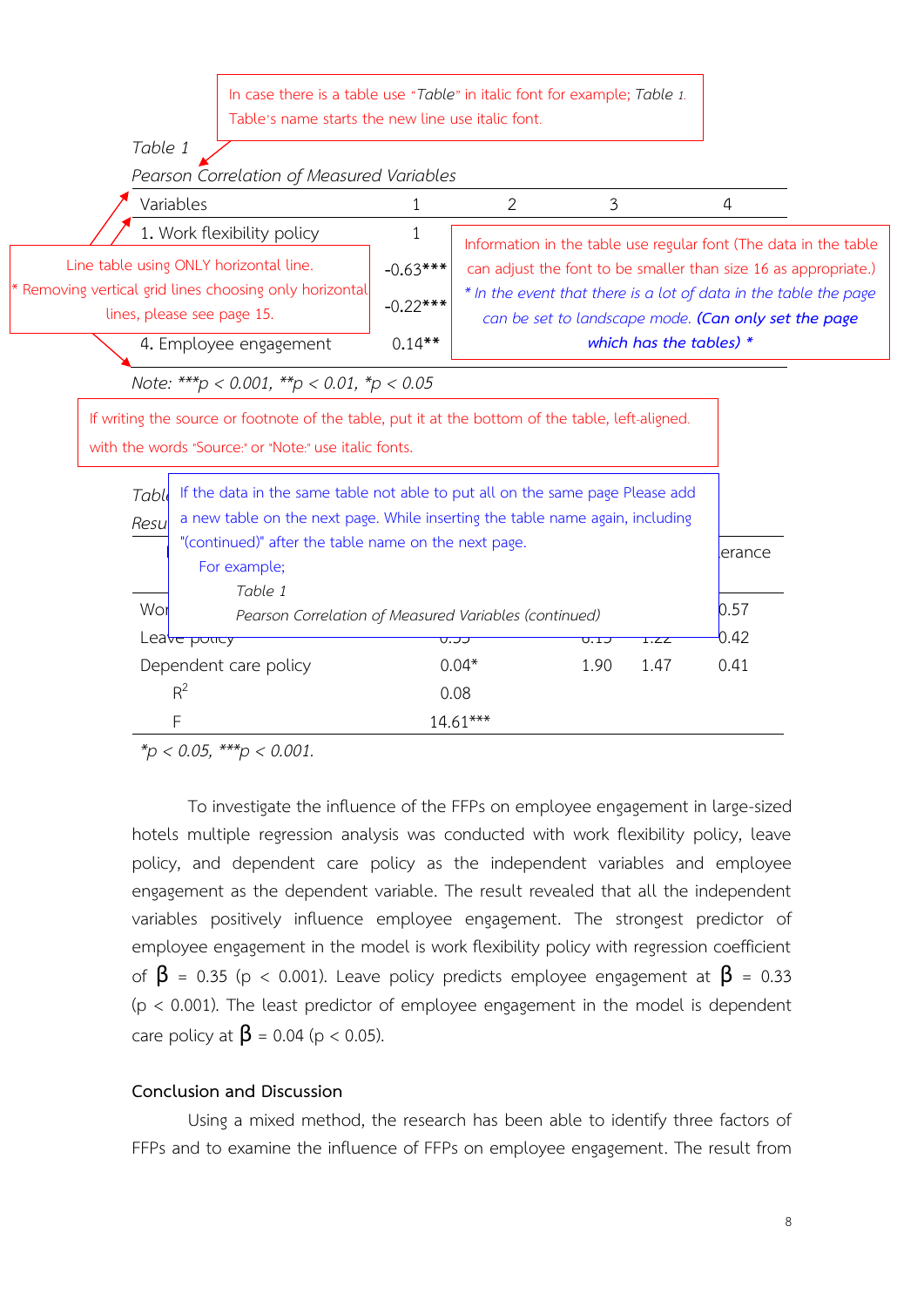In case there is a table use "*Table*" in italic font for example; *Table 1.* Table's name starts the new line use italic font.

*Table 1*

*Pearson Correlation of Measured Variables*

| Variables | 1 | 2 | 3 | 4 |
|---|---|---|---|---|
| 1. Work flexibility policy | 1 | | | |
| | -0.63*** | | | |
| | -0.22*** | | | |
| 4. Employee engagement | 0.14** | | | |

*Note: ***p < 0.001, **p < 0.01, *p < 0.05*

Line table using ONLY horizontal line.
* Removing vertical grid lines choosing only horizontal lines, please see page 15.

Information in the table use regular font (The data in the table can adjust the font to be smaller than size 16 as appropriate.)
* *In the event that there is a lot of data in the table the page can be set to landscape mode.* ***(Can only set the page which has the tables) ****

If writing the source or footnote of the table, put it at the bottom of the table, left-aligned. with the words "*Source:*" or "*Note:*" use italic fonts.

If the data in the same table not able to put all on the same page Please add a new table on the next page. While inserting the table name again, including "(continued)" after the table name on the next page.
For example;
*Table 1*
*Pearson Correlation of Measured Variables (continued)*

*Tabl...*

*Resu...*

| | | | | ...erance |
|---|---|---|---|---|
| Wor... | | | | 0.57 |
| Leave policy | 0.33 | 0.15 | 1.22 | 0.42 |
| Dependent care policy | 0.04* | 1.90 | 1.47 | 0.41 |
| $R^2$ | 0.08 | | | |
| F | 14.61*** | | | |

*\*p < 0.05, \*\*\*p < 0.001.*

To investigate the influence of the FFPs on employee engagement in large-sized hotels multiple regression analysis was conducted with work flexibility policy, leave policy, and dependent care policy as the independent variables and employee engagement as the dependent variable. The result revealed that all the independent variables positively influence employee engagement. The strongest predictor of employee engagement in the model is work flexibility policy with regression coefficient of $\beta = 0.35$ ($p < 0.001$). Leave policy predicts employee engagement at $\beta = 0.33$ ($p < 0.001$). The least predictor of employee engagement in the model is dependent care policy at $\beta = 0.04$ ($p < 0.05$).

## Conclusion and Discussion

Using a mixed method, the research has been able to identify three factors of FFPs and to examine the influence of FFPs on employee engagement. The result from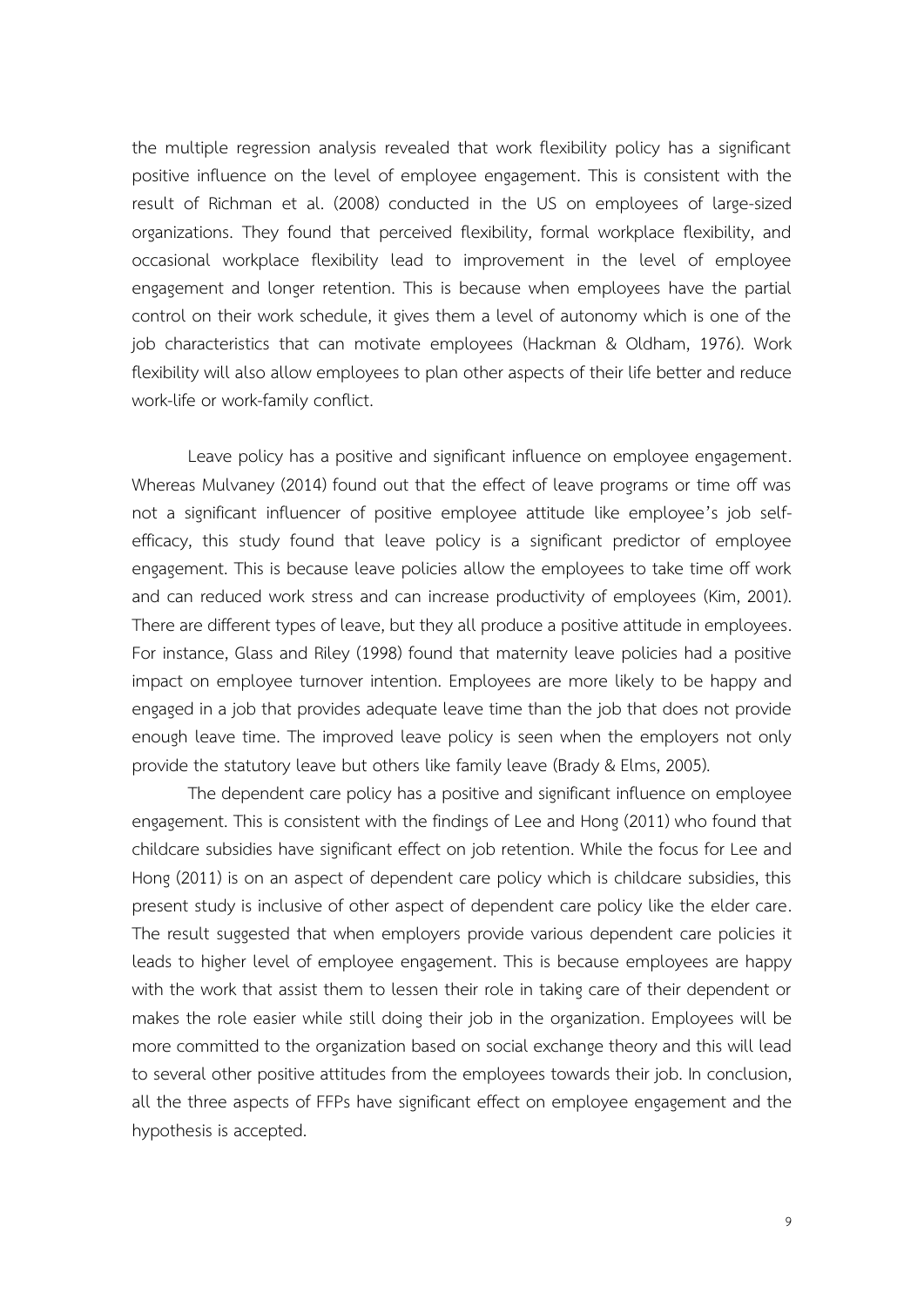the multiple regression analysis revealed that work flexibility policy has a significant positive influence on the level of employee engagement. This is consistent with the result of Richman et al. (2008) conducted in the US on employees of large-sized organizations. They found that perceived flexibility, formal workplace flexibility, and occasional workplace flexibility lead to improvement in the level of employee engagement and longer retention. This is because when employees have the partial control on their work schedule, it gives them a level of autonomy which is one of the job characteristics that can motivate employees (Hackman & Oldham, 1976). Work flexibility will also allow employees to plan other aspects of their life better and reduce work-life or work-family conflict.

Leave policy has a positive and significant influence on employee engagement. Whereas Mulvaney (2014) found out that the effect of leave programs or time off was not a significant influencer of positive employee attitude like employee's job self-efficacy, this study found that leave policy is a significant predictor of employee engagement. This is because leave policies allow the employees to take time off work and can reduced work stress and can increase productivity of employees (Kim, 2001). There are different types of leave, but they all produce a positive attitude in employees. For instance, Glass and Riley (1998) found that maternity leave policies had a positive impact on employee turnover intention. Employees are more likely to be happy and engaged in a job that provides adequate leave time than the job that does not provide enough leave time. The improved leave policy is seen when the employers not only provide the statutory leave but others like family leave (Brady & Elms, 2005).

The dependent care policy has a positive and significant influence on employee engagement. This is consistent with the findings of Lee and Hong (2011) who found that childcare subsidies have significant effect on job retention. While the focus for Lee and Hong (2011) is on an aspect of dependent care policy which is childcare subsidies, this present study is inclusive of other aspect of dependent care policy like the elder care. The result suggested that when employers provide various dependent care policies it leads to higher level of employee engagement. This is because employees are happy with the work that assist them to lessen their role in taking care of their dependent or makes the role easier while still doing their job in the organization. Employees will be more committed to the organization based on social exchange theory and this will lead to several other positive attitudes from the employees towards their job. In conclusion, all the three aspects of FFPs have significant effect on employee engagement and the hypothesis is accepted.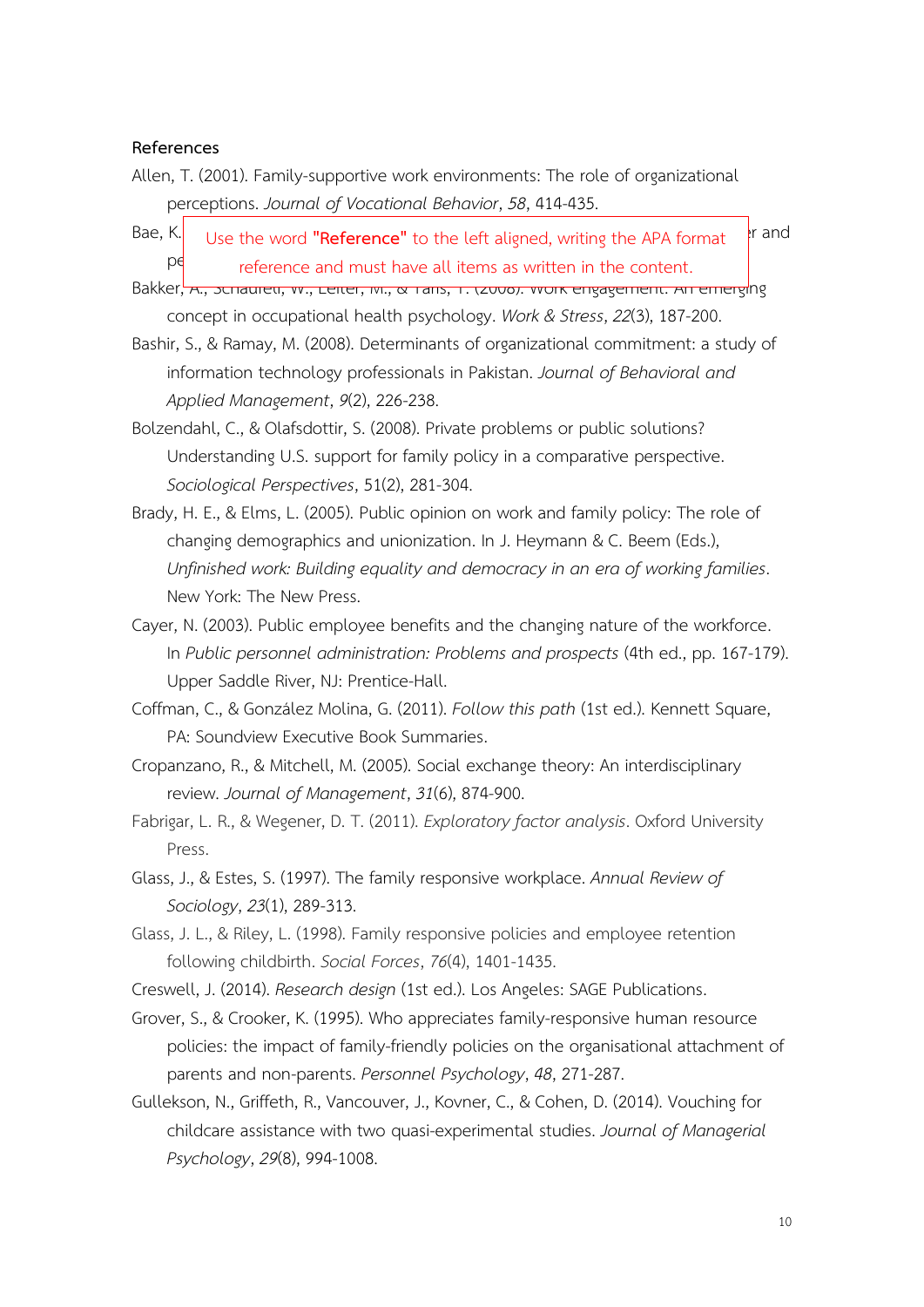**References**

Allen, T. (2001). Family-supportive work environments: The role of organizational perceptions. *Journal of Vocational Behavior*, *58*, 414-435.

Bae, K. ... r and pe...

Use the word **"Reference"** to the left aligned, writing the APA format reference and must have all items as written in the content.

Bakker, A., Schaufeli, W., Leiter, M., & Taris, T. (2008). Work engagement: An emerging concept in occupational health psychology. *Work & Stress*, *22*(3), 187-200.

Bashir, S., & Ramay, M. (2008). Determinants of organizational commitment: a study of information technology professionals in Pakistan. *Journal of Behavioral and Applied Management*, *9*(2), 226-238.

Bolzendahl, C., & Olafsdottir, S. (2008). Private problems or public solutions? Understanding U.S. support for family policy in a comparative perspective. *Sociological Perspectives*, 51(2), 281-304.

Brady, H. E., & Elms, L. (2005). Public opinion on work and family policy: The role of changing demographics and unionization. In J. Heymann & C. Beem (Eds.), *Unfinished work: Building equality and democracy in an era of working families*. New York: The New Press.

Cayer, N. (2003). Public employee benefits and the changing nature of the workforce. In *Public personnel administration: Problems and prospects* (4th ed., pp. 167-179). Upper Saddle River, NJ: Prentice-Hall.

Coffman, C., & González Molina, G. (2011). *Follow this path* (1st ed.). Kennett Square, PA: Soundview Executive Book Summaries.

Cropanzano, R., & Mitchell, M. (2005). Social exchange theory: An interdisciplinary review. *Journal of Management*, *31*(6), 874-900.

Fabrigar, L. R., & Wegener, D. T. (2011). *Exploratory factor analysis*. Oxford University Press.

Glass, J., & Estes, S. (1997). The family responsive workplace. *Annual Review of Sociology*, *23*(1), 289-313.

Glass, J. L., & Riley, L. (1998). Family responsive policies and employee retention following childbirth. *Social Forces*, *76*(4), 1401-1435.

Creswell, J. (2014). *Research design* (1st ed.). Los Angeles: SAGE Publications.

Grover, S., & Crooker, K. (1995). Who appreciates family-responsive human resource policies: the impact of family-friendly policies on the organisational attachment of parents and non-parents. *Personnel Psychology*, *48*, 271-287.

Gullekson, N., Griffeth, R., Vancouver, J., Kovner, C., & Cohen, D. (2014). Vouching for childcare assistance with two quasi-experimental studies. *Journal of Managerial Psychology*, *29*(8), 994-1008.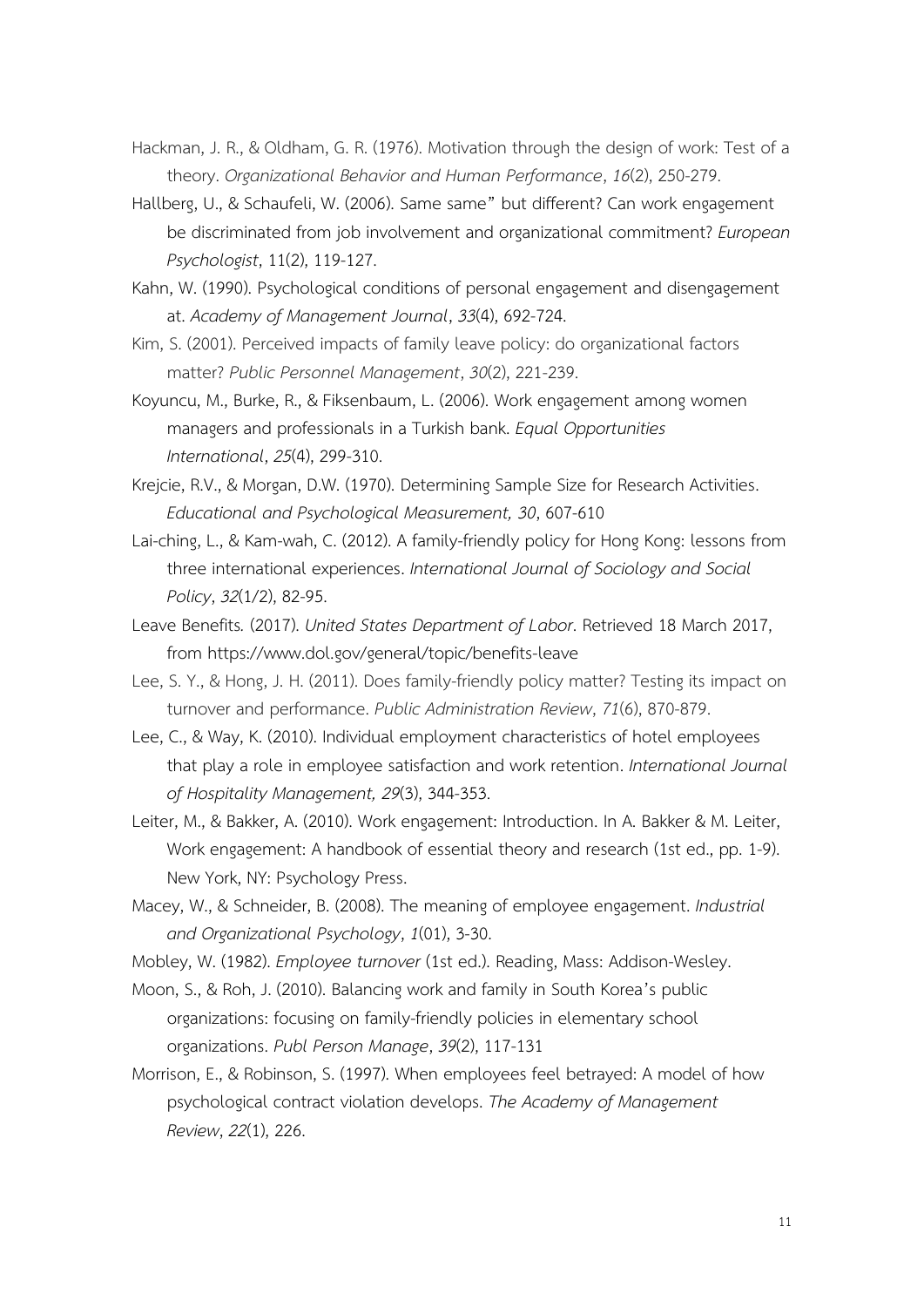Hackman, J. R., & Oldham, G. R. (1976). Motivation through the design of work: Test of a theory. *Organizational Behavior and Human Performance*, *16*(2), 250-279.

Hallberg, U., & Schaufeli, W. (2006). Same same" but different? Can work engagement be discriminated from job involvement and organizational commitment? *European Psychologist*, 11(2), 119-127.

Kahn, W. (1990). Psychological conditions of personal engagement and disengagement at. *Academy of Management Journal*, *33*(4), 692-724.

Kim, S. (2001). Perceived impacts of family leave policy: do organizational factors matter? *Public Personnel Management*, *30*(2), 221-239.

Koyuncu, M., Burke, R., & Fiksenbaum, L. (2006). Work engagement among women managers and professionals in a Turkish bank. *Equal Opportunities International*, *25*(4), 299-310.

Krejcie, R.V., & Morgan, D.W. (1970). Determining Sample Size for Research Activities. *Educational and Psychological Measurement, 30*, 607-610

Lai-ching, L., & Kam-wah, C. (2012). A family-friendly policy for Hong Kong: lessons from three international experiences. *International Journal of Sociology and Social Policy*, *32*(1/2), 82-95.

Leave Benefits. (2017). *United States Department of Labor*. Retrieved 18 March 2017, from https://www.dol.gov/general/topic/benefits-leave

Lee, S. Y., & Hong, J. H. (2011). Does family-friendly policy matter? Testing its impact on turnover and performance. *Public Administration Review*, *71*(6), 870-879.

Lee, C., & Way, K. (2010). Individual employment characteristics of hotel employees that play a role in employee satisfaction and work retention. *International Journal of Hospitality Management, 29*(3), 344-353.

Leiter, M., & Bakker, A. (2010). Work engagement: Introduction. In A. Bakker & M. Leiter, Work engagement: A handbook of essential theory and research (1st ed., pp. 1-9). New York, NY: Psychology Press.

Macey, W., & Schneider, B. (2008). The meaning of employee engagement. *Industrial and Organizational Psychology*, *1*(01), 3-30.

Mobley, W. (1982). *Employee turnover* (1st ed.). Reading, Mass: Addison-Wesley.

Moon, S., & Roh, J. (2010). Balancing work and family in South Korea's public organizations: focusing on family-friendly policies in elementary school organizations. *Publ Person Manage*, *39*(2), 117-131

Morrison, E., & Robinson, S. (1997). When employees feel betrayed: A model of how psychological contract violation develops. *The Academy of Management Review*, *22*(1), 226.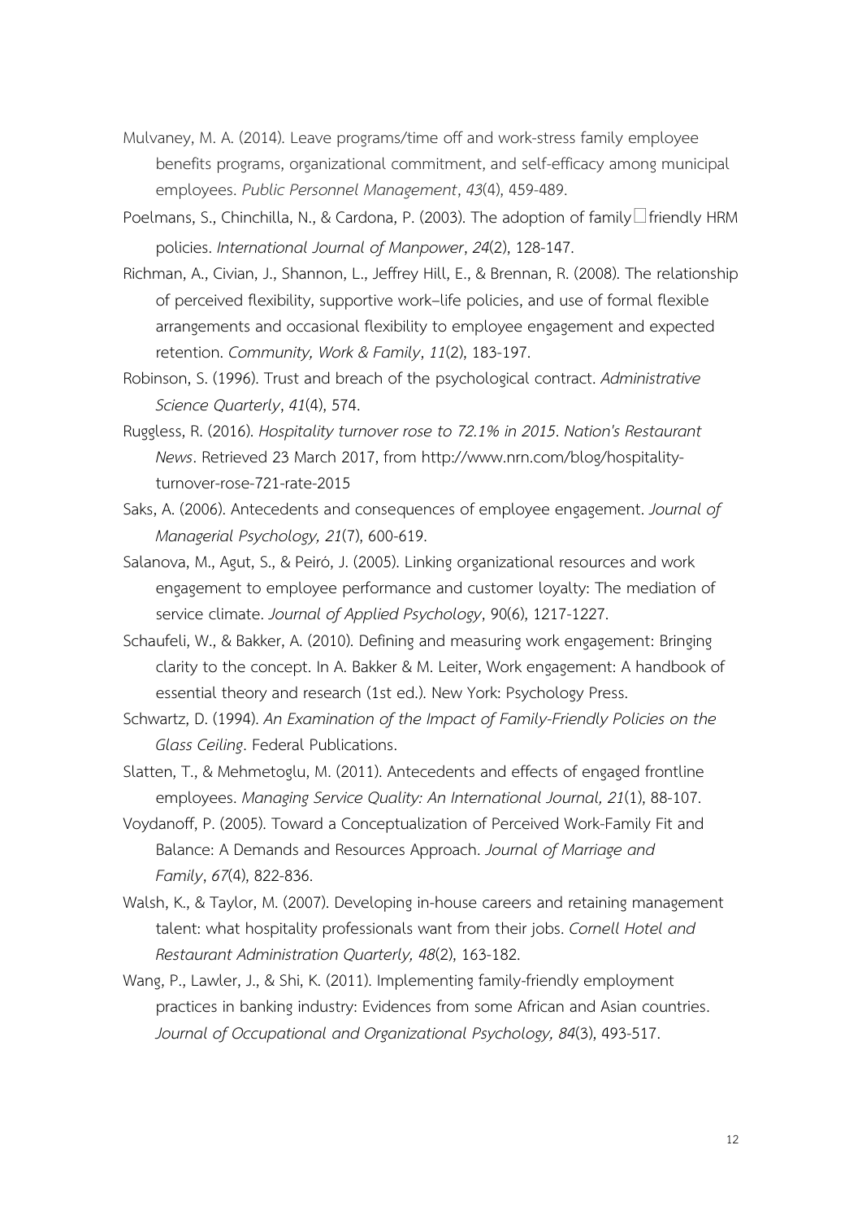Mulvaney, M. A. (2014). Leave programs/time off and work-stress family employee benefits programs, organizational commitment, and self-efficacy among municipal employees. *Public Personnel Management*, *43*(4), 459-489.

Poelmans, S., Chinchilla, N., & Cardona, P. (2003). The adoption of family□friendly HRM policies. *International Journal of Manpower*, *24*(2), 128-147.

Richman, A., Civian, J., Shannon, L., Jeffrey Hill, E., & Brennan, R. (2008). The relationship of perceived flexibility, supportive work–life policies, and use of formal flexible arrangements and occasional flexibility to employee engagement and expected retention. *Community, Work & Family*, *11*(2), 183-197.

Robinson, S. (1996). Trust and breach of the psychological contract. *Administrative Science Quarterly*, *41*(4), 574.

Ruggless, R. (2016). *Hospitality turnover rose to 72.1% in 2015*. *Nation's Restaurant News*. Retrieved 23 March 2017, from http://www.nrn.com/blog/hospitality-turnover-rose-721-rate-2015

Saks, A. (2006). Antecedents and consequences of employee engagement. *Journal of Managerial Psychology, 21*(7), 600-619.

Salanova, M., Agut, S., & Peiró, J. (2005). Linking organizational resources and work engagement to employee performance and customer loyalty: The mediation of service climate. *Journal of Applied Psychology*, 90(6), 1217-1227.

Schaufeli, W., & Bakker, A. (2010). Defining and measuring work engagement: Bringing clarity to the concept. In A. Bakker & M. Leiter, Work engagement: A handbook of essential theory and research (1st ed.). New York: Psychology Press.

Schwartz, D. (1994). *An Examination of the Impact of Family-Friendly Policies on the Glass Ceiling*. Federal Publications.

Slatten, T., & Mehmetoglu, M. (2011). Antecedents and effects of engaged frontline employees. *Managing Service Quality: An International Journal, 21*(1), 88-107.

Voydanoff, P. (2005). Toward a Conceptualization of Perceived Work-Family Fit and Balance: A Demands and Resources Approach. *Journal of Marriage and Family*, *67*(4), 822-836.

Walsh, K., & Taylor, M. (2007). Developing in-house careers and retaining management talent: what hospitality professionals want from their jobs. *Cornell Hotel and Restaurant Administration Quarterly, 48*(2), 163-182.

Wang, P., Lawler, J., & Shi, K. (2011). Implementing family-friendly employment practices in banking industry: Evidences from some African and Asian countries. *Journal of Occupational and Organizational Psychology, 84*(3), 493-517.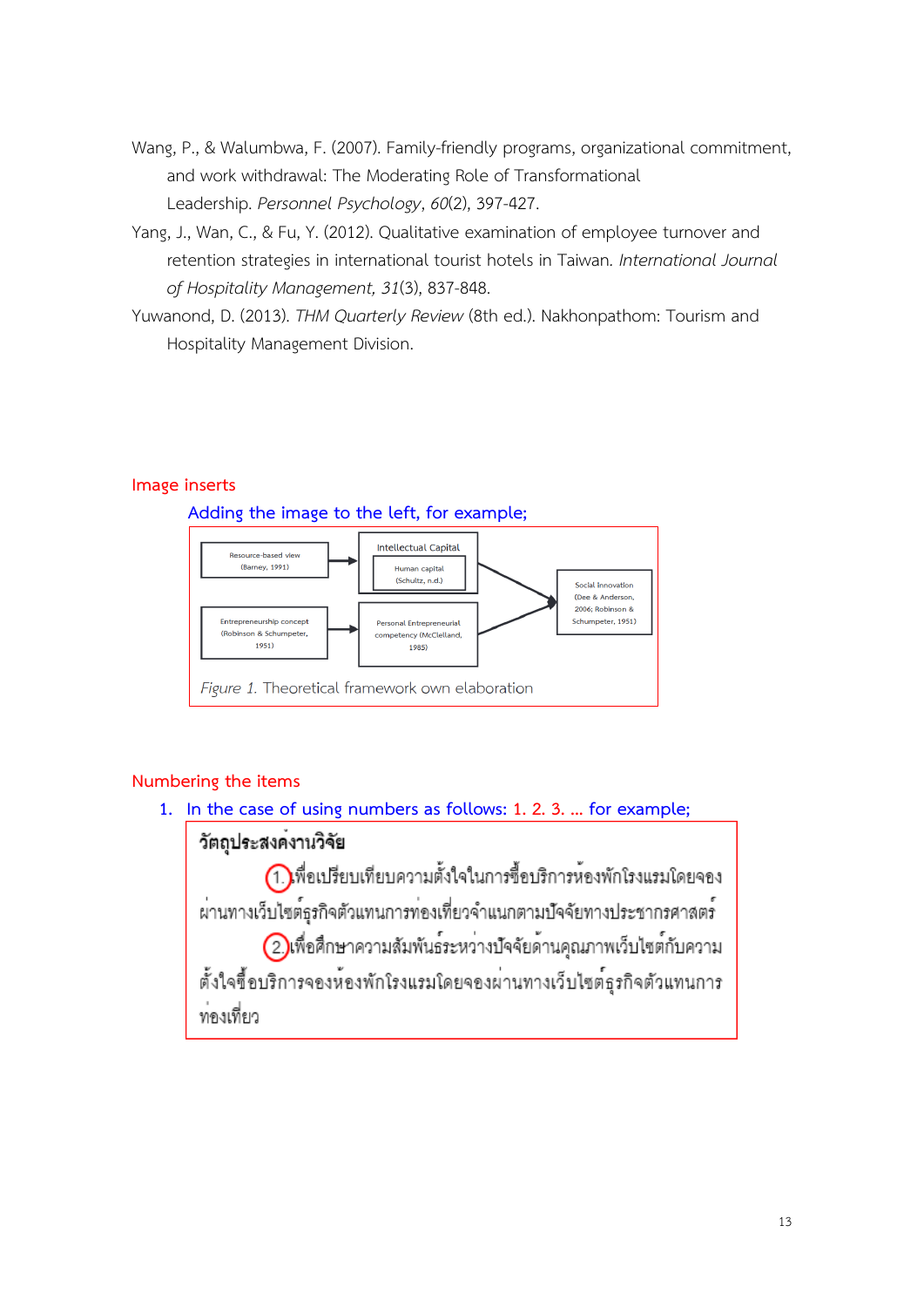Wang, P., & Walumbwa, F. (2007). Family-friendly programs, organizational commitment, and work withdrawal: The Moderating Role of Transformational Leadership. *Personnel Psychology*, *60*(2), 397-427.

Yang, J., Wan, C., & Fu, Y. (2012). Qualitative examination of employee turnover and retention strategies in international tourist hotels in Taiwan. *International Journal of Hospitality Management, 31*(3), 837-848.

Yuwanond, D. (2013). *THM Quarterly Review* (8th ed.). Nakhonpathom: Tourism and Hospitality Management Division.

## Image inserts

Adding the image to the left, for example;

Resource-based view (Barney, 1991) → Intellectual Capital / Human capital (Schultz, n.d.) → Social Innovation (Dee & Anderson, 2006; Robinson & Schumpeter, 1951)

Entrepreneurship concept (Robinson & Schumpeter, 1951) → Personal Entrepreneurial competency (McClelland, 1985) → Social Innovation (Dee & Anderson, 2006; Robinson & Schumpeter, 1951)

*Figure 1.* Theoretical framework own elaboration

## Numbering the items

1. In the case of using numbers as follows: 1. 2. 3. ... for example;

**วัตถุประสงค์งานวิจัย**

1. เพื่อเปรียบเทียบความตั้งใจในการซื้อบริการห้องพักโรงแรมโดยจองผ่านทางเว็บไซต์ธุรกิจตัวแทนการท่องเที่ยวจำแนกตามปัจจัยทางประชากรศาสตร์
2. เพื่อศึกษาความสัมพันธ์ระหว่างปัจจัยด้านคุณภาพเว็บไซต์กับความตั้งใจซื้อบริการจองห้องพักโรงแรมโดยจองผ่านทางเว็บไซต์ธุรกิจตัวแทนการท่องเที่ยว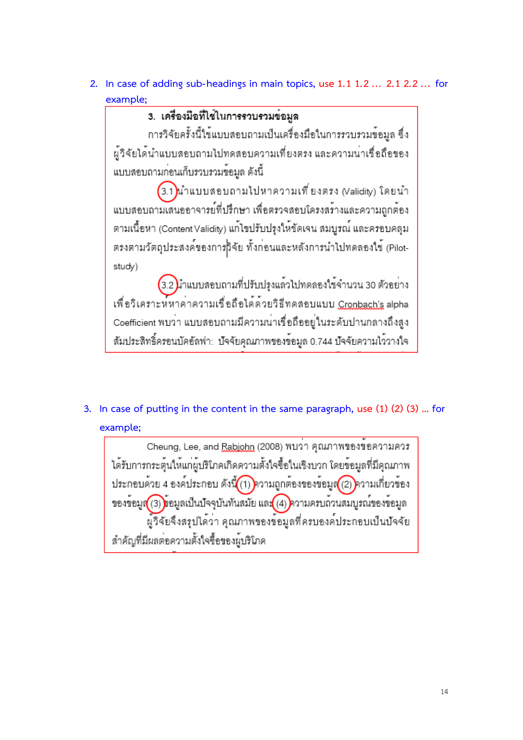2. In case of adding sub-headings in main topics, use 1.1 1.2 … 2.1 2.2 … for example;

> **3. เครื่องมือที่ใช้ในการรวบรวมข้อมูล**
>
> การวิจัยครั้งนี้ใช้แบบสอบถามเป็นเครื่องมือในการรวบรวมข้อมูล ซึ่งผู้วิจัยได้นำแบบสอบถามไปทดสอบความเที่ยงตรง และความน่าเชื่อถือของแบบสอบถามก่อนเก็บรวบรวมข้อมูล ดังนี้
>
> 3.1 นำแบบสอบถามไปหาความเที่ยงตรง (Validity) โดยนำแบบสอบถามเสนออาจารย์ที่ปรึกษา เพื่อตรวจสอบโครงสร้างและความถูกต้องตามเนื้อหา (Content Validity) แก้ไขปรับปรุงให้ชัดเจน สมบูรณ์ และครอบคลุมตรงตามวัตถุประสงค์ของการวิจัย ทั้งก่อนและหลังการนำไปทดลองใช้ (Pilot-study)
>
> 3.2 นำแบบสอบถามที่ปรับปรุงแล้วไปทดลองใช้จำนวน 30 ตัวอย่าง เพื่อวิเคราะห์หาค่าความเชื่อถือได้ด้วยวิธีทดสอบแบบ Cronbach's alpha Coefficient พบว่า แบบสอบถามมีความน่าเชื่อถืออยู่ในระดับปานกลางถึงสูง สัมประสิทธิ์ครอนบัคอัลฟา: ปัจจัยคุณภาพของข้อมูล 0.744 ปัจจัยความไว้วางใจ

3. In case of putting in the content in the same paragraph, use (1) (2) (3) … for example;

> Cheung, Lee, and Rabjohn (2008) พบว่า คุณภาพของข้อความควรได้รับการกระตุ้นให้แก่ผู้บริโภคเกิดความตั้งใจซื้อในเชิงบวก โดยข้อมูลที่มีคุณภาพประกอบด้วย 4 องค์ประกอบ ดังนี้ (1) ความถูกต้องของข้อมูล (2) ความเกี่ยวข้องของข้อมูล (3) ข้อมูลเป็นปัจจุบันทันสมัย และ (4) ความครบถ้วนสมบูรณ์ของข้อมูล
>
> ผู้วิจัยจึงสรุปได้ว่า คุณภาพของข้อมูลที่ครบองค์ประกอบเป็นปัจจัยสำคัญที่มีผลต่อความตั้งใจซื้อของผู้บริโภค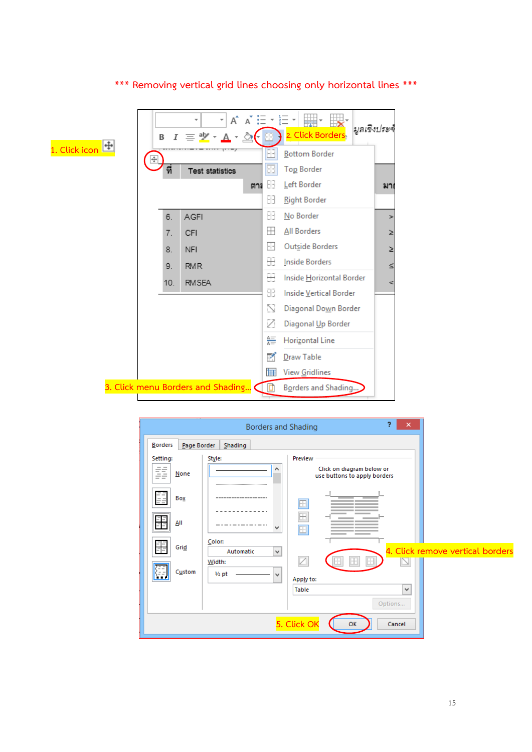\*\*\* Removing vertical grid lines choosing only horizontal lines \*\*\*

1. Click icon

2. Click Borders

3. Click menu Borders and Shading...

4. Click remove vertical borders

5. Click OK